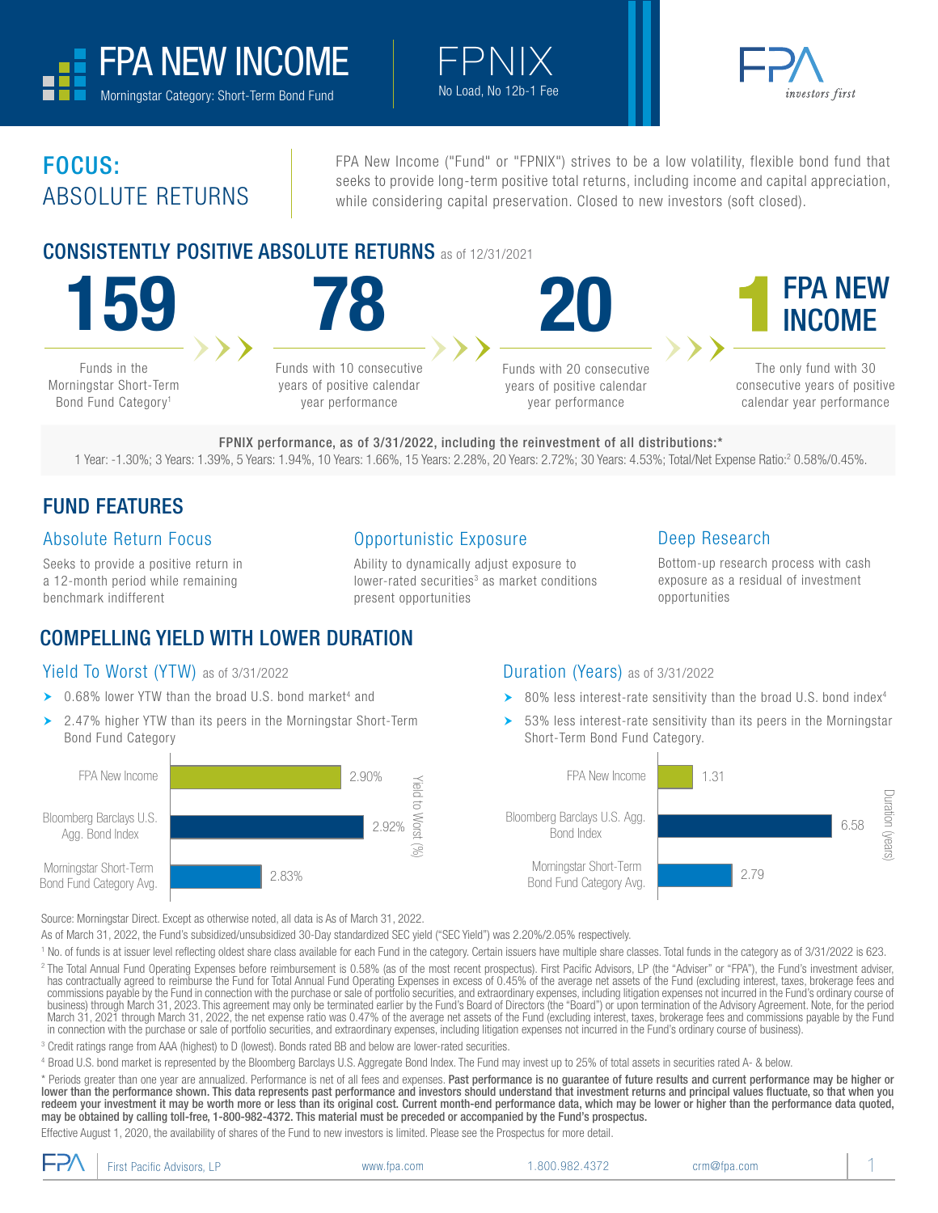# FPA NEW INCOME

Morningstar Category: Short-Term Bond Fund

**FPNIX**

No Load, No 12b-1 Fee

FPA investors first

## FOCUS: ABSOLUTE RETURNS

FPA New Income ("Fund" or "FPNIX") strives to be a low volatility, flexible bond fund that seeks to provide long-term positive total returns, including income and capital appreciation, while considering capital preservation. Closed to new investors (soft closed).

## CONSISTENTLY POSITIVE ABSOLUTE RETURNS as of 12/31/2021

**159** Funds in the Morningstar Short-Term Bond Fund Category[1]

**78** Funds with 10 consecutive years of positive calendar year performance

**20** Funds with 20 consecutive years of positive calendar year performance

**1 FPA NEW INCOME** The only fund with 30 consecutive years of positive calendar year performance

**FPNIX performance, as of 3/31/2022, including the reinvestment of all distributions:***

1 Year: -1.30%; 3 Years: 1.39%, 5 Years: 1.94%, 10 Years: 1.66%, 15 Years: 2.28%, 20 Years: 2.72%; 30 Years: 4.53%; Total/Net Expense Ratio:[2] 0.58%/0.45%.

## FUND FEATURES

### Absolute Return Focus

Seeks to provide a positive return in a 12-month period while remaining benchmark indifferent

### Opportunistic Exposure

Ability to dynamically adjust exposure to lower-rated securities[3] as market conditions present opportunities

### Deep Research

Bottom-up research process with cash exposure as a residual of investment opportunities

## COMPELLING YIELD WITH LOWER DURATION

### Yield To Worst (YTW) as of 3/31/2022

- 0.68% lower YTW than the broad U.S. bond market[4] and
- 2.47% higher YTW than its peers in the Morningstar Short-Term Bond Fund Category

| | Yield to Worst (%) |
|---|---|
| FPA New Income | 2.90% |
| Bloomberg Barclays U.S. Agg. Bond Index | 2.92% |
| Morningstar Short-Term Bond Fund Category Avg. | 2.83% |

### Duration (Years) as of 3/31/2022

- 80% less interest-rate sensitivity than the broad U.S. bond index[4]
- 53% less interest-rate sensitivity than its peers in the Morningstar Short-Term Bond Fund Category.

| | Duration (years) |
|---|---|
| FPA New Income | 1.31 |
| Bloomberg Barclays U.S. Agg. Bond Index | 6.58 |
| Morningstar Short-Term Bond Fund Category Avg. | 2.79 |

Source: Morningstar Direct. Except as otherwise noted, all data is As of March 31, 2022.

As of March 31, 2022, the Fund's subsidized/unsubsidized 30-Day standardized SEC yield ("SEC Yield") was 2.20%/2.05% respectively.

[1] No. of funds is at issuer level reflecting oldest share class available for each Fund in the category. Certain issuers have multiple share classes. Total funds in the category as of 3/31/2022 is 623.

[2] The Total Annual Fund Operating Expenses before reimbursement is 0.58% (as of the most recent prospectus). First Pacific Advisors, LP (the "Adviser" or "FPA"), the Fund's investment adviser, has contractually agreed to reimburse the Fund for Total Annual Fund Operating Expenses in excess of 0.45% of the average net assets of the Fund (excluding interest, taxes, brokerage fees and commissions payable by the Fund in connection with the purchase or sale of portfolio securities, and extraordinary expenses, including litigation expenses not incurred in the Fund's ordinary course of business) through March 31, 2023. This agreement may only be terminated earlier by the Fund's Board of Directors (the "Board") or upon termination of the Advisory Agreement. Note, for the period March 31, 2021 through March 31, 2022, the net expense ratio was 0.47% of the average net assets of the Fund (excluding interest, taxes, brokerage fees and commissions payable by the Fund in connection with the purchase or sale of portfolio securities, and extraordinary expenses, including litigation expenses not incurred in the Fund's ordinary course of business).

[3] Credit ratings range from AAA (highest) to D (lowest). Bonds rated BB and below are lower-rated securities.

[4] Broad U.S. bond market is represented by the Bloomberg Barclays U.S. Aggregate Bond Index. The Fund may invest up to 25% of total assets in securities rated A- & below.

* Periods greater than one year are annualized. Performance is net of all fees and expenses. **Past performance is no guarantee of future results and current performance may be higher or lower than the performance shown. This data represents past performance and investors should understand that investment returns and principal values fluctuate, so that when you redeem your investment it may be worth more or less than its original cost. Current month-end performance data, which may be lower or higher than the performance data quoted, may be obtained by calling toll-free, 1-800-982-4372. This material must be preceded or accompanied by the Fund's prospectus.**

Effective August 1, 2020, the availability of shares of the Fund to new investors is limited. Please see the Prospectus for more detail.

First Pacific Advisors, LP | www.fpa.com | 1.800.982.4372 | crm@fpa.com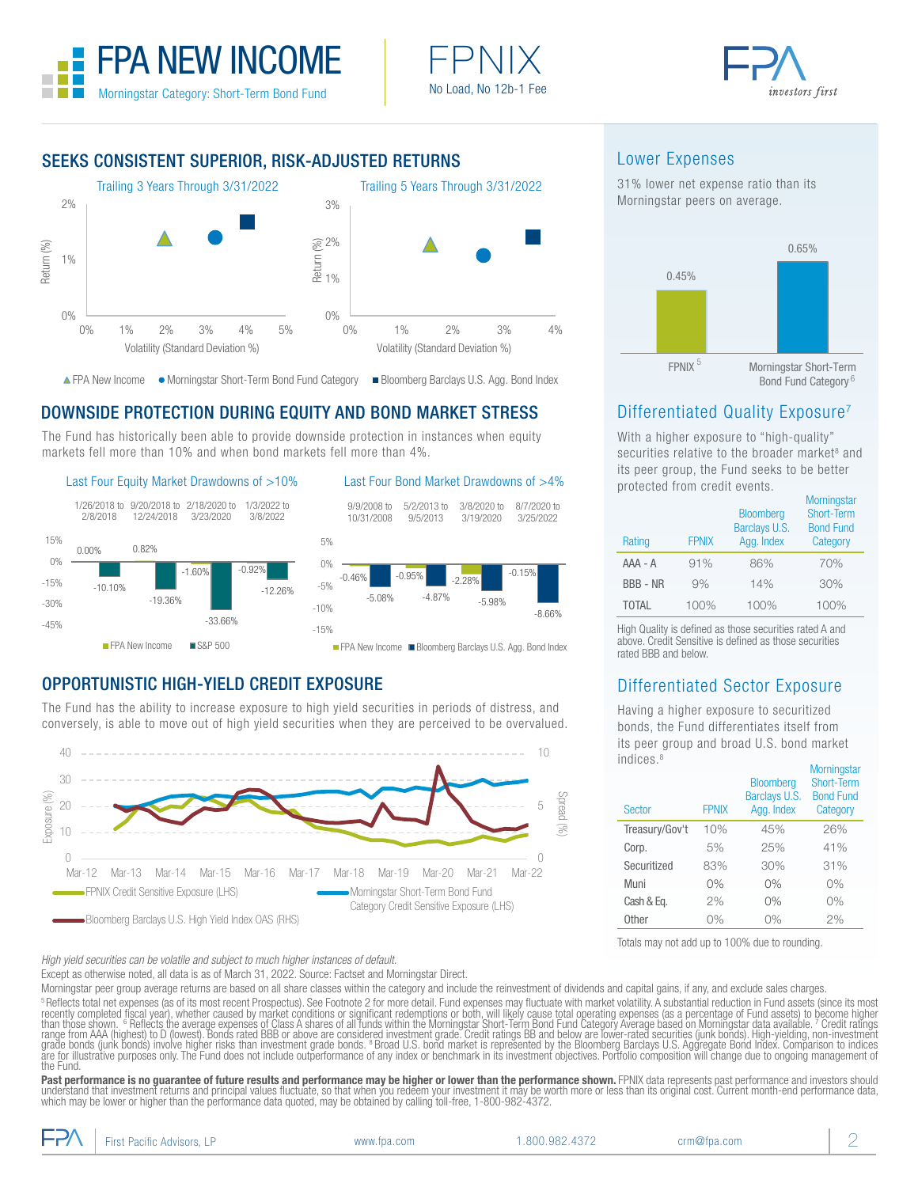# FPA NEW INCOME

Morningstar Category: Short-Term Bond Fund

**FPNIX**
No Load, No 12b-1 Fee

## SEEKS CONSISTENT SUPERIOR, RISK-ADJUSTED RETURNS

Trailing 3 Years Through 3/31/2022

Trailing 5 Years Through 3/31/2022

▲ FPA New Income ● Morningstar Short-Term Bond Fund Category ■ Bloomberg Barclays U.S. Agg. Bond Index

## DOWNSIDE PROTECTION DURING EQUITY AND BOND MARKET STRESS

The Fund has historically been able to provide downside protection in instances when equity markets fell more than 10% and when bond markets fell more than 4%.

**Last Four Equity Market Drawdowns of >10%**

| Period | FPA New Income | S&P 500 |
|---|---|---|
| 1/26/2018 to 2/8/2018 | 0.00% | -10.10% |
| 9/20/2018 to 12/24/2018 | 0.82% | -19.36% |
| 2/18/2020 to 3/23/2020 | -1.60% | -33.66% |
| 1/3/2022 to 3/8/2022 | -0.92% | -12.26% |

**Last Four Bond Market Drawdowns of >4%**

| Period | FPA New Income | Bloomberg Barclays U.S. Agg. Bond Index |
|---|---|---|
| 9/9/2008 to 10/31/2008 | -0.46% | -5.08% |
| 5/2/2013 to 9/5/2013 | -0.95% | -4.87% |
| 3/8/2020 to 3/19/2020 | -2.28% | -5.98% |
| 8/7/2020 to 3/25/2022 | -0.15% | -8.66% |

## OPPORTUNISTIC HIGH-YIELD CREDIT EXPOSURE

The Fund has the ability to increase exposure to high yield securities in periods of distress, and conversely, is able to move out of high yield securities when they are perceived to be overvalued.

FPNIX Credit Sensitive Exposure (LHS) — Morningstar Short-Term Bond Fund Category Credit Sensitive Exposure (LHS) — Bloomberg Barclays U.S. High Yield Index OAS (RHS)

## Lower Expenses

31% lower net expense ratio than its Morningstar peers on average.

| | Expense Ratio |
|---|---|
| FPNIX[5] | 0.45% |
| Morningstar Short-Term Bond Fund Category[6] | 0.65% |

## Differentiated Quality Exposure[7]

With a higher exposure to "high-quality" securities relative to the broader market[8] and its peer group, the Fund seeks to be better protected from credit events.

| Rating | FPNIX | Bloomberg Barclays U.S. Agg. Index | Morningstar Short-Term Bond Fund Category |
|---|---|---|---|
| AAA - A | 91% | 86% | 70% |
| BBB - NR | 9% | 14% | 30% |
| TOTAL | 100% | 100% | 100% |

High Quality is defined as those securities rated A and above. Credit Sensitive is defined as those securities rated BBB and below.

## Differentiated Sector Exposure

Having a higher exposure to securitized bonds, the Fund differentiates itself from its peer group and broad U.S. bond market indices.[8]

| Sector | FPNIX | Bloomberg Barclays U.S. Agg. Index | Morningstar Short-Term Bond Fund Category |
|---|---|---|---|
| Treasury/Gov't | 10% | 45% | 26% |
| Corp. | 5% | 25% | 41% |
| Securitized | 83% | 30% | 31% |
| Muni | 0% | 0% | 0% |
| Cash & Eq. | 2% | 0% | 0% |
| Other | 0% | 0% | 2% |

Totals may not add up to 100% due to rounding.

*High yield securities can be volatile and subject to much higher instances of default.*

Except as otherwise noted, all data is as of March 31, 2022. Source: Factset and Morningstar Direct.

Morningstar peer group average returns are based on all share classes within the category and include the reinvestment of dividends and capital gains, if any, and exclude sales charges.

[5] Reflects total net expenses (as of its most recent Prospectus). See Footnote 2 for more detail. Fund expenses may fluctuate with market volatility. A substantial reduction in Fund assets (since its most recently completed fiscal year), whether caused by market conditions or significant redemptions or both, will likely cause total operating expenses (as a percentage of Fund assets) to become higher than those shown. [6] Reflects the average expenses of Class A shares of all funds within the Morningstar Short-Term Bond Fund Category Average based on Morningstar data available. [7] Credit ratings range from AAA (highest) to D (lowest). Bonds rated BBB or above are considered investment grade. Credit ratings BB and below are lower-rated securities (junk bonds). High-yielding, non-investment grade bonds (junk bonds) involve higher risks than investment grade bonds. [8] Broad U.S. bond market is represented by the Bloomberg Barclays U.S. Aggregate Bond Index. Comparison to indices are for illustrative purposes only. The Fund does not include outperformance of any index or benchmark in its investment objectives. Portfolio composition will change due to ongoing management of the Fund.

**Past performance is no guarantee of future results and performance may be higher or lower than the performance shown.** FPNIX data represents past performance and investors should understand that investment returns and principal values fluctuate, so that when you redeem your investment it may be worth more or less than its original cost. Current month-end performance data, which may be lower or higher than the performance data quoted, may be obtained by calling toll-free, 1-800-982-4372.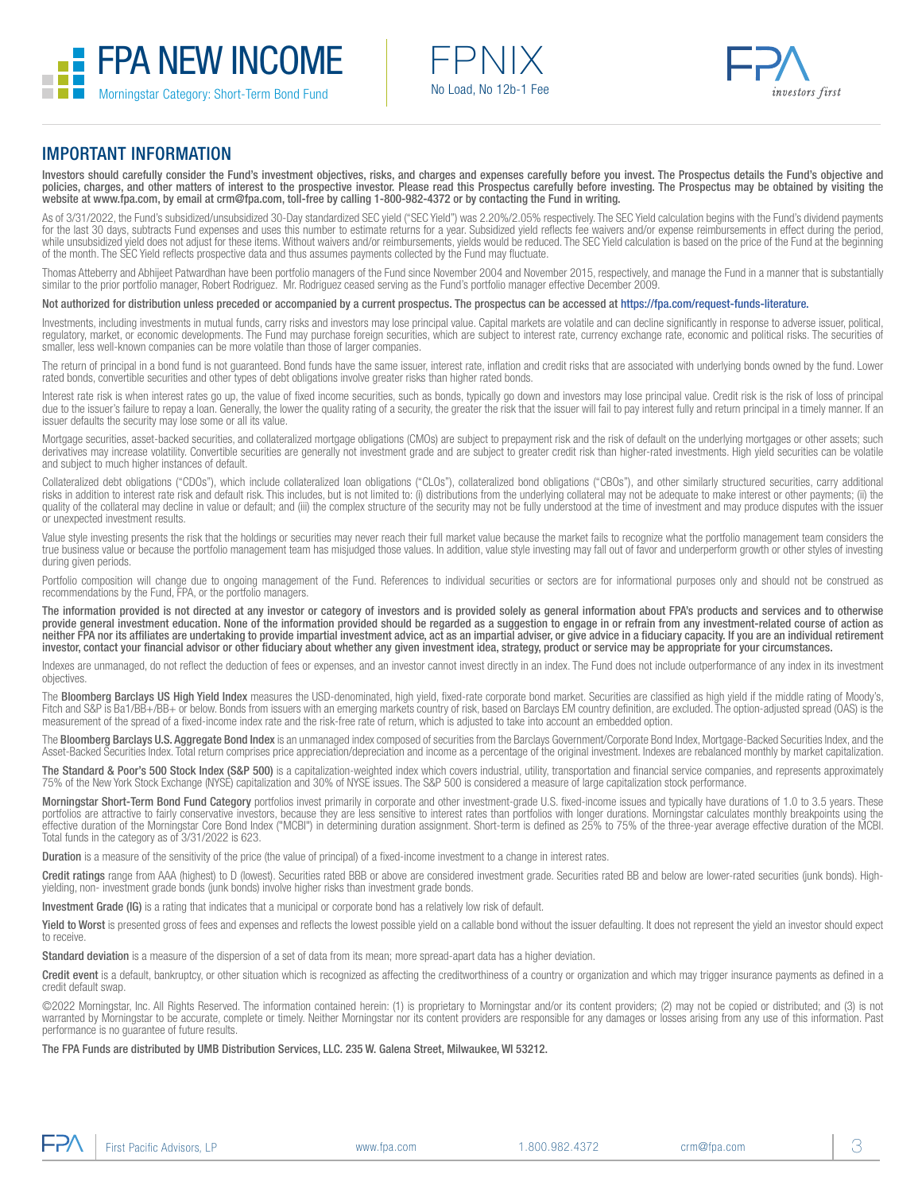# FPA NEW INCOME

Morningstar Category: Short-Term Bond Fund

FPNIX

No Load, No 12b-1 Fee

## IMPORTANT INFORMATION

**Investors should carefully consider the Fund's investment objectives, risks, and charges and expenses carefully before you invest. The Prospectus details the Fund's objective and policies, charges, and other matters of interest to the prospective investor. Please read this Prospectus carefully before investing. The Prospectus may be obtained by visiting the website at www.fpa.com, by email at crm@fpa.com, toll-free by calling 1-800-982-4372 or by contacting the Fund in writing.**

As of 3/31/2022, the Fund's subsidized/unsubsidized 30-Day standardized SEC yield ("SEC Yield") was 2.20%/2.05% respectively. The SEC Yield calculation begins with the Fund's dividend payments for the last 30 days, subtracts Fund expenses and uses this number to estimate returns for a year. Subsidized yield reflects fee waivers and/or expense reimbursements in effect during the period, while unsubsidized yield does not adjust for these items. Without waivers and/or reimbursements, yields would be reduced. The SEC Yield calculation is based on the price of the Fund at the beginning of the month. The SEC Yield reflects prospective data and thus assumes payments collected by the Fund may fluctuate.

Thomas Atteberry and Abhijeet Patwardhan have been portfolio managers of the Fund since November 2004 and November 2015, respectively, and manage the Fund in a manner that is substantially similar to the prior portfolio manager, Robert Rodriguez. Mr. Rodriguez ceased serving as the Fund's portfolio manager effective December 2009.

Not authorized for distribution unless preceded or accompanied by a current prospectus. The prospectus can be accessed at https://fpa.com/request-funds-literature.

Investments, including investments in mutual funds, carry risks and investors may lose principal value. Capital markets are volatile and can decline significantly in response to adverse issuer, political, regulatory, market, or economic developments. The Fund may purchase foreign securities, which are subject to interest rate, currency exchange rate, economic and political risks. The securities of smaller, less well-known companies can be more volatile than those of larger companies.

The return of principal in a bond fund is not guaranteed. Bond funds have the same issuer, interest rate, inflation and credit risks that are associated with underlying bonds owned by the fund. Lower rated bonds, convertible securities and other types of debt obligations involve greater risks than higher rated bonds.

Interest rate risk is when interest rates go up, the value of fixed income securities, such as bonds, typically go down and investors may lose principal value. Credit risk is the risk of loss of principal due to the issuer's failure to repay a loan. Generally, the lower the quality rating of a security, the greater the risk that the issuer will fail to pay interest fully and return principal in a timely manner. If an issuer defaults the security may lose some or all its value.

Mortgage securities, asset-backed securities, and collateralized mortgage obligations (CMOs) are subject to prepayment risk and the risk of default on the underlying mortgages or other assets; such derivatives may increase volatility. Convertible securities are generally not investment grade and are subject to greater credit risk than higher-rated investments. High yield securities can be volatile and subject to much higher instances of default.

Collateralized debt obligations ("CDOs"), which include collateralized loan obligations ("CLOs"), collateralized bond obligations ("CBOs"), and other similarly structured securities, carry additional risks in addition to interest rate risk and default risk. This includes, but is not limited to: (i) distributions from the underlying collateral may not be adequate to make interest or other payments; (ii) the quality of the collateral may decline in value or default; and (iii) the complex structure of the security may not be fully understood at the time of investment and may produce disputes with the issuer or unexpected investment results.

Value style investing presents the risk that the holdings or securities may never reach their full market value because the market fails to recognize what the portfolio management team considers the true business value or because the portfolio management team has misjudged those values. In addition, value style investing may fall out of favor and underperform growth or other styles of investing during given periods.

Portfolio composition will change due to ongoing management of the Fund. References to individual securities or sectors are for informational purposes only and should not be construed as recommendations by the Fund, FPA, or the portfolio managers.

**The information provided is not directed at any investor or category of investors and is provided solely as general information about FPA's products and services and to otherwise provide general investment education. None of the information provided should be regarded as a suggestion to engage in or refrain from any investment-related course of action as neither FPA nor its affiliates are undertaking to provide impartial investment advice, act as an impartial adviser, or give advice in a fiduciary capacity. If you are an individual retirement investor, contact your financial advisor or other fiduciary about whether any given investment idea, strategy, product or service may be appropriate for your circumstances.**

Indexes are unmanaged, do not reflect the deduction of fees or expenses, and an investor cannot invest directly in an index. The Fund does not include outperformance of any index in its investment objectives.

The **Bloomberg Barclays US High Yield Index** measures the USD-denominated, high yield, fixed-rate corporate bond market. Securities are classified as high yield if the middle rating of Moody's, Fitch and S&P is Ba1/BB+/BB+ or below. Bonds from issuers with an emerging markets country of risk, based on Barclays EM country definition, are excluded. The option-adjusted spread (OAS) is the measurement of the spread of a fixed-income index rate and the risk-free rate of return, which is adjusted to take into account an embedded option.

The **Bloomberg Barclays U.S. Aggregate Bond Index** is an unmanaged index composed of securities from the Barclays Government/Corporate Bond Index, Mortgage-Backed Securities Index, and the Asset-Backed Securities Index. Total return comprises price appreciation/depreciation and income as a percentage of the original investment. Indexes are rebalanced monthly by market capitalization.

**The Standard & Poor's 500 Stock Index (S&P 500)** is a capitalization-weighted index which covers industrial, utility, transportation and financial service companies, and represents approximately 75% of the New York Stock Exchange (NYSE) capitalization and 30% of NYSE issues. The S&P 500 is considered a measure of large capitalization stock performance.

**Morningstar Short-Term Bond Fund Category** portfolios invest primarily in corporate and other investment-grade U.S. fixed-income issues and typically have durations of 1.0 to 3.5 years. These portfolios are attractive to fairly conservative investors, because they are less sensitive to interest rates than portfolios with longer durations. Morningstar calculates monthly breakpoints using the effective duration of the Morningstar Core Bond Index ("MCBI") in determining duration assignment. Short-term is defined as 25% to 75% of the three-year average effective duration of the MCBI. Total funds in the category as of 3/31/2022 is 623.

**Duration** is a measure of the sensitivity of the price (the value of principal) of a fixed-income investment to a change in interest rates.

**Credit ratings** range from AAA (highest) to D (lowest). Securities rated BBB or above are considered investment grade. Securities rated BB and below are lower-rated securities (junk bonds). High-yielding, non- investment grade bonds (junk bonds) involve higher risks than investment grade bonds.

**Investment Grade (IG)** is a rating that indicates that a municipal or corporate bond has a relatively low risk of default.

**Yield to Worst** is presented gross of fees and expenses and reflects the lowest possible yield on a callable bond without the issuer defaulting. It does not represent the yield an investor should expect to receive.

**Standard deviation** is a measure of the dispersion of a set of data from its mean; more spread-apart data has a higher deviation.

**Credit event** is a default, bankruptcy, or other situation which is recognized as affecting the creditworthiness of a country or organization and which may trigger insurance payments as defined in a credit default swap.

©2022 Morningstar, Inc. All Rights Reserved. The information contained herein: (1) is proprietary to Morningstar and/or its content providers; (2) may not be copied or distributed; and (3) is not warranted by Morningstar to be accurate, complete or timely. Neither Morningstar nor its content providers are responsible for any damages or losses arising from any use of this information. Past performance is no guarantee of future results.

**The FPA Funds are distributed by UMB Distribution Services, LLC. 235 W. Galena Street, Milwaukee, WI 53212.**